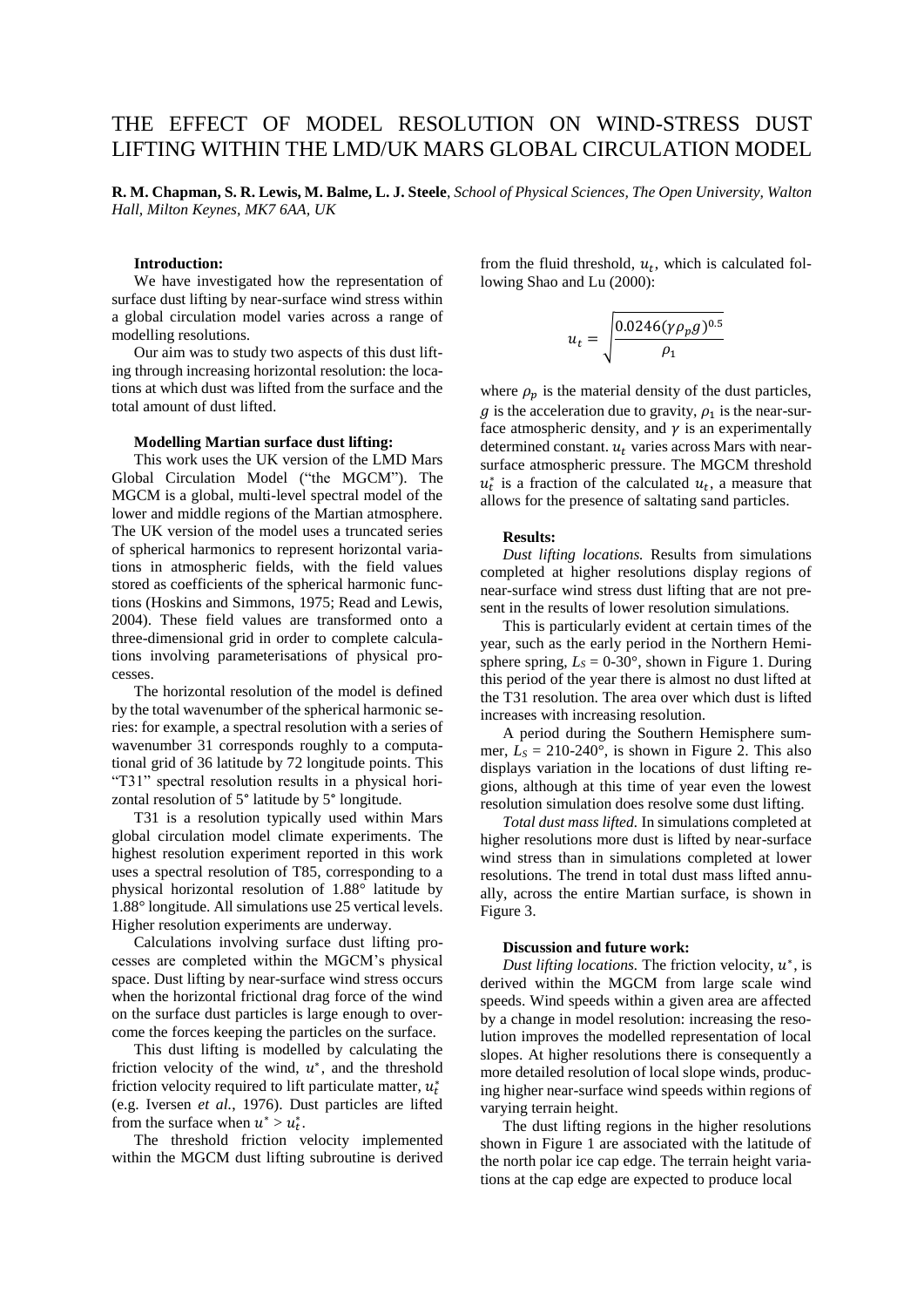# THE EFFECT OF MODEL RESOLUTION ON WIND-STRESS DUST LIFTING WITHIN THE LMD/UK MARS GLOBAL CIRCULATION MODEL

**R. M. Chapman, S. R. Lewis, M. Balme, L. J. Steele**, *School of Physical Sciences, The Open University, Walton Hall, Milton Keynes, MK7 6AA, UK*

**Introduction:**

We have investigated how the representation of surface dust lifting by near-surface wind stress within a global circulation model varies across a range of modelling resolutions.

Our aim was to study two aspects of this dust lifting through increasing horizontal resolution: the locations at which dust was lifted from the surface and the total amount of dust lifted.

**Modelling Martian surface dust lifting:**

This work uses the UK version of the LMD Mars Global Circulation Model ("the MGCM"). The MGCM is a global, multi-level spectral model of the lower and middle regions of the Martian atmosphere. The UK version of the model uses a truncated series of spherical harmonics to represent horizontal variations in atmospheric fields, with the field values stored as coefficients of the spherical harmonic functions (Hoskins and Simmons, 1975; Read and Lewis, 2004). These field values are transformed onto a three-dimensional grid in order to complete calculations involving parameterisations of physical processes.

The horizontal resolution of the model is defined by the total wavenumber of the spherical harmonic series: for example, a spectral resolution with a series of wavenumber 31 corresponds roughly to a computational grid of 36 latitude by 72 longitude points. This "T31" spectral resolution results in a physical horizontal resolution of 5° latitude by 5° longitude.

T31 is a resolution typically used within Mars global circulation model climate experiments. The highest resolution experiment reported in this work uses a spectral resolution of T85, corresponding to a physical horizontal resolution of 1.88° latitude by 1.88° longitude. All simulations use 25 vertical levels. Higher resolution experiments are underway.

Calculations involving surface dust lifting processes are completed within the MGCM's physical space. Dust lifting by near-surface wind stress occurs when the horizontal frictional drag force of the wind on the surface dust particles is large enough to overcome the forces keeping the particles on the surface.

This dust lifting is modelled by calculating the friction velocity of the wind, $u^*$, and the threshold friction velocity required to lift particulate matter, $u_t^*$ (e.g. Iversen *et al.*, 1976). Dust particles are lifted from the surface when $u^* > u_t^*$.

The threshold friction velocity implemented within the MGCM dust lifting subroutine is derived from the fluid threshold, $u_t$, which is calculated following Shao and Lu (2000):

$$u_t = \sqrt{\frac{0.0246(\gamma \rho_p g)^{0.5}}{\rho_1}}$$

where $\rho_p$ is the material density of the dust particles, $g$ is the acceleration due to gravity, $\rho_1$ is the near-surface atmospheric density, and $\gamma$ is an experimentally determined constant. $u_t$ varies across Mars with near-surface atmospheric pressure. The MGCM threshold $u_t^*$ is a fraction of the calculated $u_t$, a measure that allows for the presence of saltating sand particles.

**Results:**

*Dust lifting locations.* Results from simulations completed at higher resolutions display regions of near-surface wind stress dust lifting that are not present in the results of lower resolution simulations.

This is particularly evident at certain times of the year, such as the early period in the Northern Hemisphere spring, $L_S$ = 0-30°, shown in Figure 1. During this period of the year there is almost no dust lifted at the T31 resolution. The area over which dust is lifted increases with increasing resolution.

A period during the Southern Hemisphere summer, $L_S$ = 210-240°, is shown in Figure 2. This also displays variation in the locations of dust lifting regions, although at this time of year even the lowest resolution simulation does resolve some dust lifting.

*Total dust mass lifted.* In simulations completed at higher resolutions more dust is lifted by near-surface wind stress than in simulations completed at lower resolutions. The trend in total dust mass lifted annually, across the entire Martian surface, is shown in Figure 3.

**Discussion and future work:**

*Dust lifting locations.* The friction velocity, $u^*$, is derived within the MGCM from large scale wind speeds. Wind speeds within a given area are affected by a change in model resolution: increasing the resolution improves the modelled representation of local slopes. At higher resolutions there is consequently a more detailed resolution of local slope winds, producing higher near-surface wind speeds within regions of varying terrain height.

The dust lifting regions in the higher resolutions shown in Figure 1 are associated with the latitude of the north polar ice cap edge. The terrain height variations at the cap edge are expected to produce local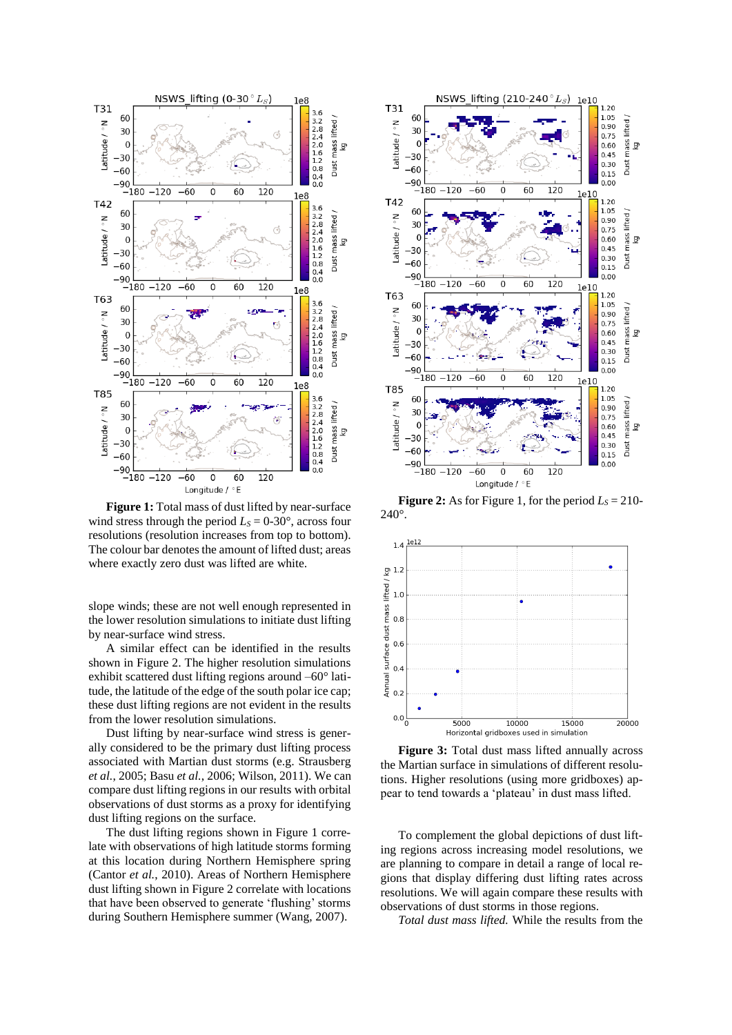**Figure 1:** Total mass of dust lifted by near-surface wind stress through the period $L_S$ = 0-30°, across four resolutions (resolution increases from top to bottom). The colour bar denotes the amount of lifted dust; areas where exactly zero dust was lifted are white.

slope winds; these are not well enough represented in the lower resolution simulations to initiate dust lifting by near-surface wind stress.

A similar effect can be identified in the results shown in Figure 2. The higher resolution simulations exhibit scattered dust lifting regions around –60° latitude, the latitude of the edge of the south polar ice cap; these dust lifting regions are not evident in the results from the lower resolution simulations.

Dust lifting by near-surface wind stress is generally considered to be the primary dust lifting process associated with Martian dust storms (e.g. Strausberg *et al.*, 2005; Basu *et al.*, 2006; Wilson, 2011). We can compare dust lifting regions in our results with orbital observations of dust storms as a proxy for identifying dust lifting regions on the surface.

The dust lifting regions shown in Figure 1 correlate with observations of high latitude storms forming at this location during Northern Hemisphere spring (Cantor *et al.*, 2010). Areas of Northern Hemisphere dust lifting shown in Figure 2 correlate with locations that have been observed to generate 'flushing' storms during Southern Hemisphere summer (Wang, 2007).

**Figure 2:** As for Figure 1, for the period $L_S$ = 210-240°.

**Figure 3:** Total dust mass lifted annually across the Martian surface in simulations of different resolutions. Higher resolutions (using more gridboxes) appear to tend towards a 'plateau' in dust mass lifted.

To complement the global depictions of dust lifting regions across increasing model resolutions, we are planning to compare in detail a range of local regions that display differing dust lifting rates across resolutions. We will again compare these results with observations of dust storms in those regions.

*Total dust mass lifted.* While the results from the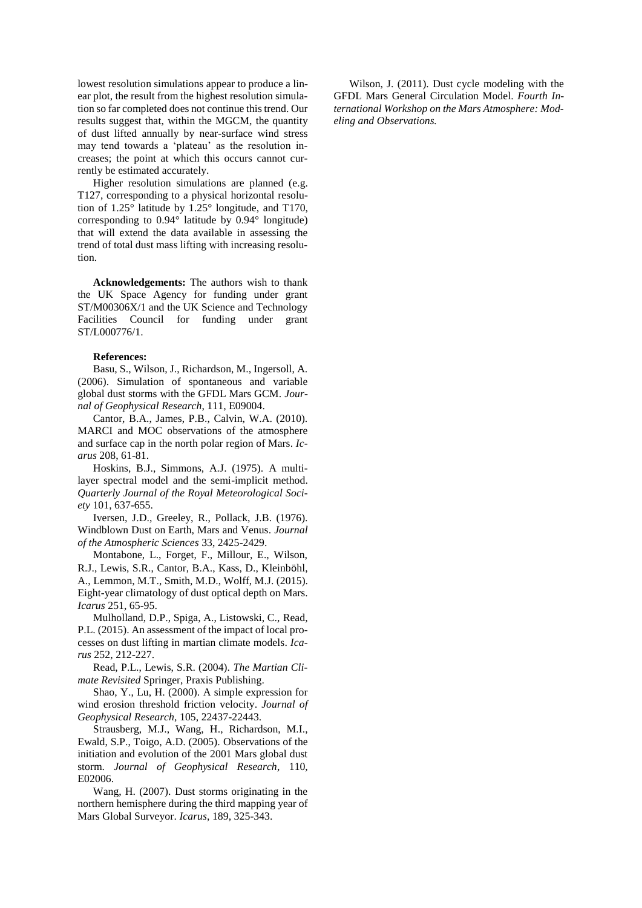lowest resolution simulations appear to produce a linear plot, the result from the highest resolution simulation so far completed does not continue this trend. Our results suggest that, within the MGCM, the quantity of dust lifted annually by near-surface wind stress may tend towards a 'plateau' as the resolution increases; the point at which this occurs cannot currently be estimated accurately.

Higher resolution simulations are planned (e.g. T127, corresponding to a physical horizontal resolution of 1.25° latitude by 1.25° longitude, and T170, corresponding to 0.94° latitude by 0.94° longitude) that will extend the data available in assessing the trend of total dust mass lifting with increasing resolution.

**Acknowledgements:** The authors wish to thank the UK Space Agency for funding under grant ST/M00306X/1 and the UK Science and Technology Facilities Council for funding under grant ST/L000776/1.

**References:**

Basu, S., Wilson, J., Richardson, M., Ingersoll, A. (2006). Simulation of spontaneous and variable global dust storms with the GFDL Mars GCM. *Journal of Geophysical Research*, 111, E09004.

Cantor, B.A., James, P.B., Calvin, W.A. (2010). MARCI and MOC observations of the atmosphere and surface cap in the north polar region of Mars. *Icarus* 208, 61-81.

Hoskins, B.J., Simmons, A.J. (1975). A multi-layer spectral model and the semi-implicit method. *Quarterly Journal of the Royal Meteorological Society* 101, 637-655.

Iversen, J.D., Greeley, R., Pollack, J.B. (1976). Windblown Dust on Earth, Mars and Venus. *Journal of the Atmospheric Sciences* 33, 2425-2429.

Montabone, L., Forget, F., Millour, E., Wilson, R.J., Lewis, S.R., Cantor, B.A., Kass, D., Kleinböhl, A., Lemmon, M.T., Smith, M.D., Wolff, M.J. (2015). Eight-year climatology of dust optical depth on Mars. *Icarus* 251, 65-95.

Mulholland, D.P., Spiga, A., Listowski, C., Read, P.L. (2015). An assessment of the impact of local processes on dust lifting in martian climate models. *Icarus* 252, 212-227.

Read, P.L., Lewis, S.R. (2004). *The Martian Climate Revisited* Springer, Praxis Publishing.

Shao, Y., Lu, H. (2000). A simple expression for wind erosion threshold friction velocity. *Journal of Geophysical Research*, 105, 22437-22443.

Strausberg, M.J., Wang, H., Richardson, M.I., Ewald, S.P., Toigo, A.D. (2005). Observations of the initiation and evolution of the 2001 Mars global dust storm. *Journal of Geophysical Research*, 110, E02006.

Wang, H. (2007). Dust storms originating in the northern hemisphere during the third mapping year of Mars Global Surveyor. *Icarus*, 189, 325-343.

Wilson, J. (2011). Dust cycle modeling with the GFDL Mars General Circulation Model. *Fourth International Workshop on the Mars Atmosphere: Modeling and Observations.*